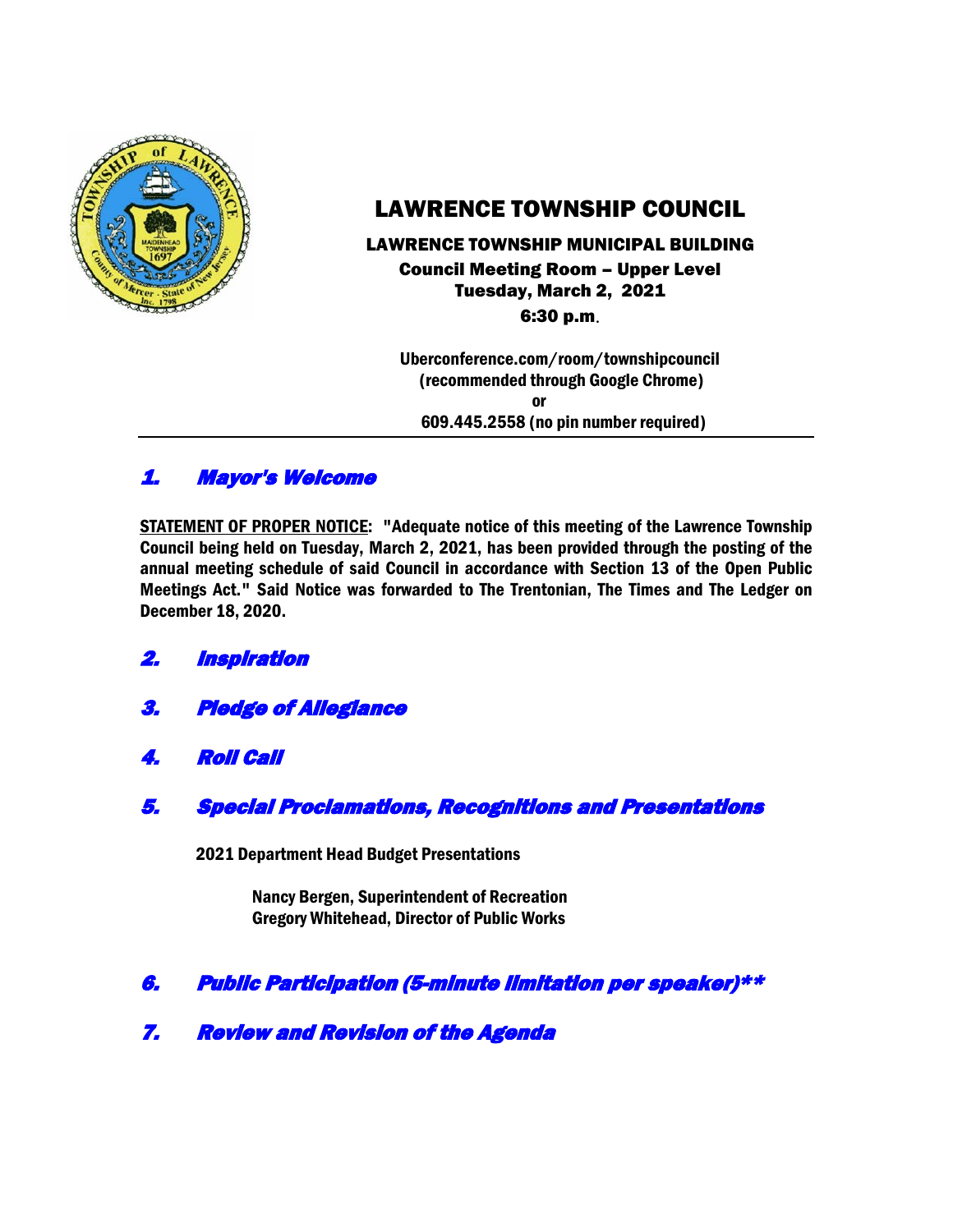# LAWRENCE TOWNSHIP COUNCIL

**LAWRENCE TOWNSHIP MUNICIPAL BUILDING**
**Council Meeting Room – Upper Level**
**Tuesday, March 2, 2021**
**6:30 p.m.**

**Uberconference.com/room/townshipcouncil**
**(recommended through Google Chrome)**
**or**
**609.445.2558 (no pin number required)**

---

## *1. Mayor's Welcome*

**STATEMENT OF PROPER NOTICE: "Adequate notice of this meeting of the Lawrence Township Council being held on Tuesday, March 2, 2021, has been provided through the posting of the annual meeting schedule of said Council in accordance with Section 13 of the Open Public Meetings Act." Said Notice was forwarded to The Trentonian, The Times and The Ledger on December 18, 2020.**

## *2. Inspiration*

## *3. Pledge of Allegiance*

## *4. Roll Call*

## *5. Special Proclamations, Recognitions and Presentations*

**2021 Department Head Budget Presentations**

**Nancy Bergen, Superintendent of Recreation**
**Gregory Whitehead, Director of Public Works**

## *6. Public Participation (5-minute limitation per speaker)\*\**

## *7. Review and Revision of the Agenda*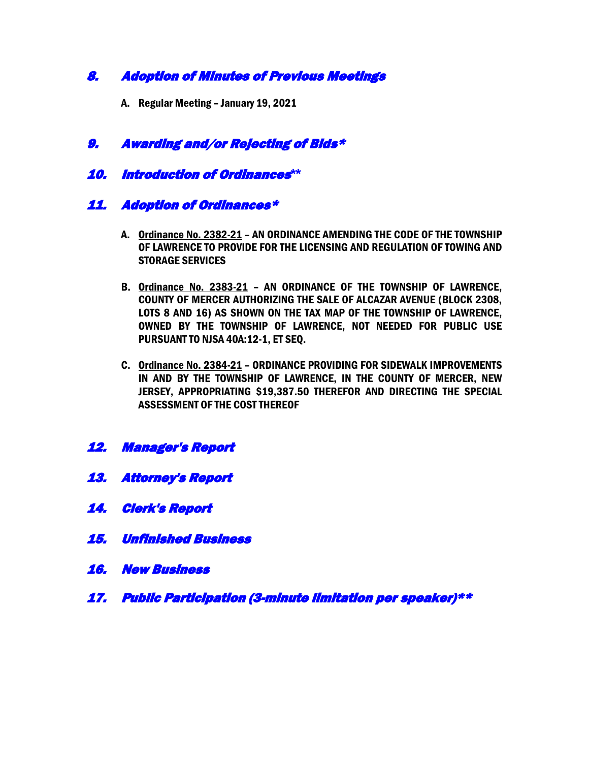## 8. Adoption of Minutes of Previous Meetings

**A. Regular Meeting – January 19, 2021**

## 9. Awarding and/or Rejecting of Bids*

## 10. Introduction of Ordinances**

## 11. Adoption of Ordinances*

**A. Ordinance No. 2382-21 – AN ORDINANCE AMENDING THE CODE OF THE TOWNSHIP OF LAWRENCE TO PROVIDE FOR THE LICENSING AND REGULATION OF TOWING AND STORAGE SERVICES**

**B. Ordinance No. 2383-21 – AN ORDINANCE OF THE TOWNSHIP OF LAWRENCE, COUNTY OF MERCER AUTHORIZING THE SALE OF ALCAZAR AVENUE (BLOCK 2308, LOTS 8 AND 16) AS SHOWN ON THE TAX MAP OF THE TOWNSHIP OF LAWRENCE, OWNED BY THE TOWNSHIP OF LAWRENCE, NOT NEEDED FOR PUBLIC USE PURSUANT TO NJSA 40A:12-1, ET SEQ.**

**C. Ordinance No. 2384-21 – ORDINANCE PROVIDING FOR SIDEWALK IMPROVEMENTS IN AND BY THE TOWNSHIP OF LAWRENCE, IN THE COUNTY OF MERCER, NEW JERSEY, APPROPRIATING $19,387.50 THEREFOR AND DIRECTING THE SPECIAL ASSESSMENT OF THE COST THEREOF**

## 12. Manager's Report

## 13. Attorney's Report

## 14. Clerk's Report

## 15. Unfinished Business

## 16. New Business

## 17. Public Participation (3-minute limitation per speaker)**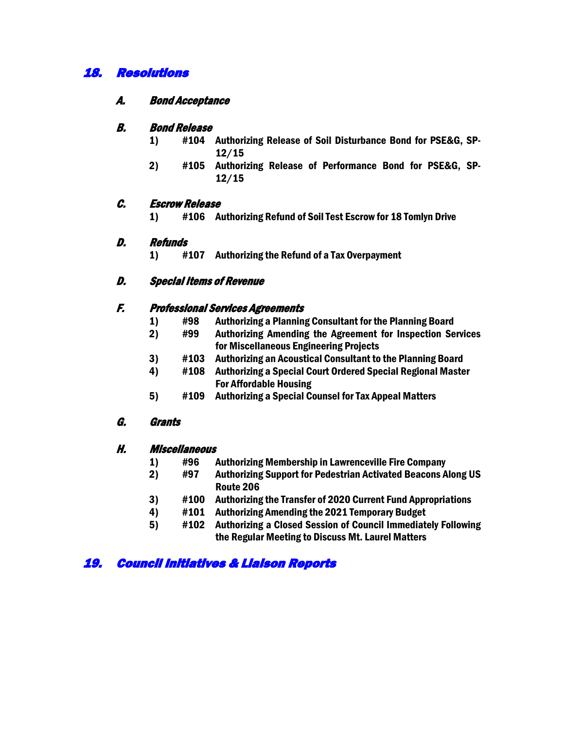## 18. Resolutions

### A. Bond Acceptance

### B. Bond Release

1) #104 Authorizing Release of Soil Disturbance Bond for PSE&G, SP-12/15
2) #105 Authorizing Release of Performance Bond for PSE&G, SP-12/15

### C. Escrow Release

1) #106 Authorizing Refund of Soil Test Escrow for 18 Tomlyn Drive

### D. Refunds

1) #107 Authorizing the Refund of a Tax Overpayment

### D. Special Items of Revenue

### F. Professional Services Agreements

1) #98 Authorizing a Planning Consultant for the Planning Board
2) #99 Authorizing Amending the Agreement for Inspection Services for Miscellaneous Engineering Projects
3) #103 Authorizing an Acoustical Consultant to the Planning Board
4) #108 Authorizing a Special Court Ordered Special Regional Master For Affordable Housing
5) #109 Authorizing a Special Counsel for Tax Appeal Matters

### G. Grants

### H. Miscellaneous

1) #96 Authorizing Membership in Lawrenceville Fire Company
2) #97 Authorizing Support for Pedestrian Activated Beacons Along US Route 206
3) #100 Authorizing the Transfer of 2020 Current Fund Appropriations
4) #101 Authorizing Amending the 2021 Temporary Budget
5) #102 Authorizing a Closed Session of Council Immediately Following the Regular Meeting to Discuss Mt. Laurel Matters

## 19. Council Initiatives & Liaison Reports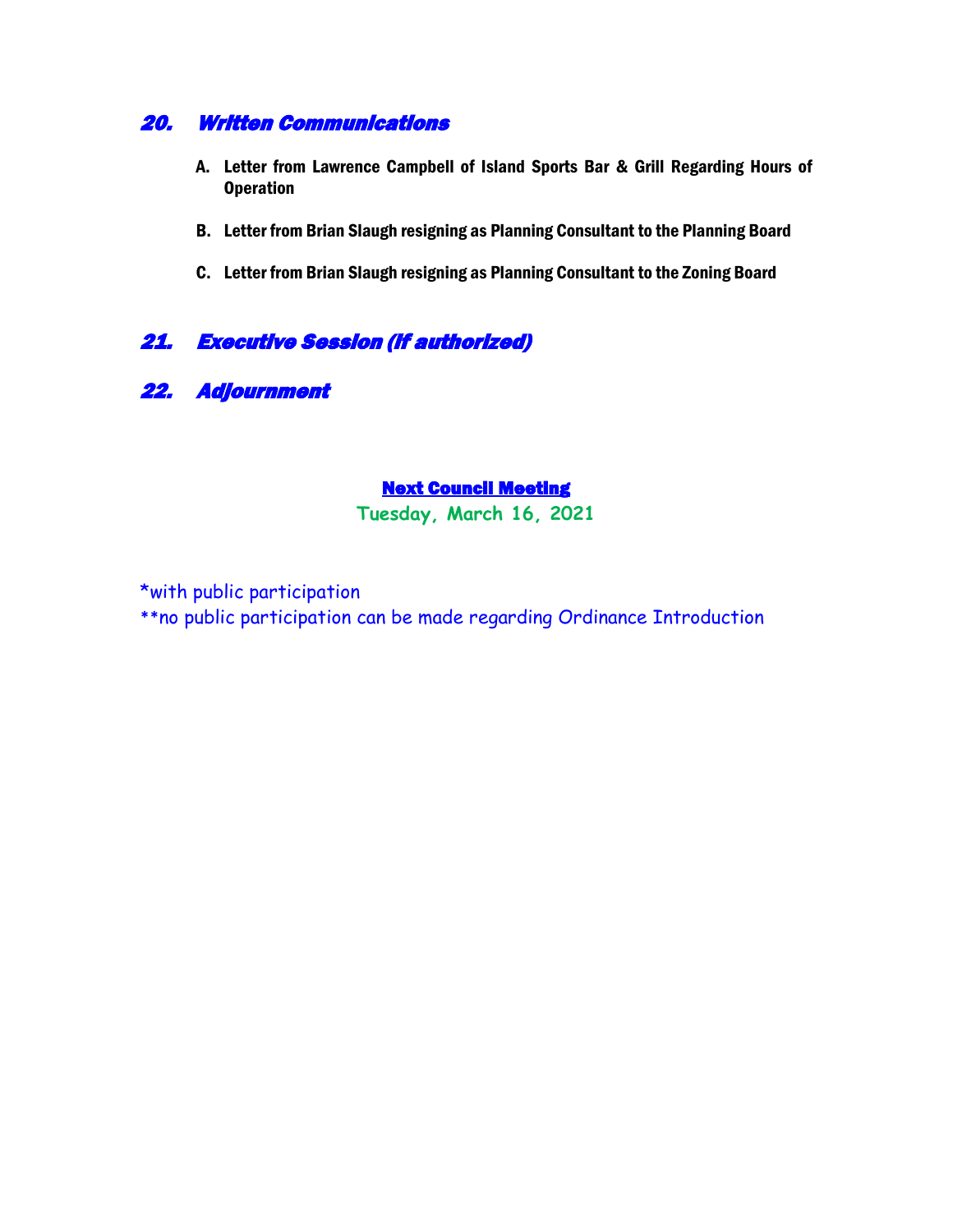## *20. Written Communications*

A. **Letter from Lawrence Campbell of Island Sports Bar & Grill Regarding Hours of Operation**

B. **Letter from Brian Slaugh resigning as Planning Consultant to the Planning Board**

C. **Letter from Brian Slaugh resigning as Planning Consultant to the Zoning Board**

## *21. Executive Session (if authorized)*

## *22. Adjournment*

**Next Council Meeting**

**Tuesday, March 16, 2021**

*with public participation

**no public participation can be made regarding Ordinance Introduction